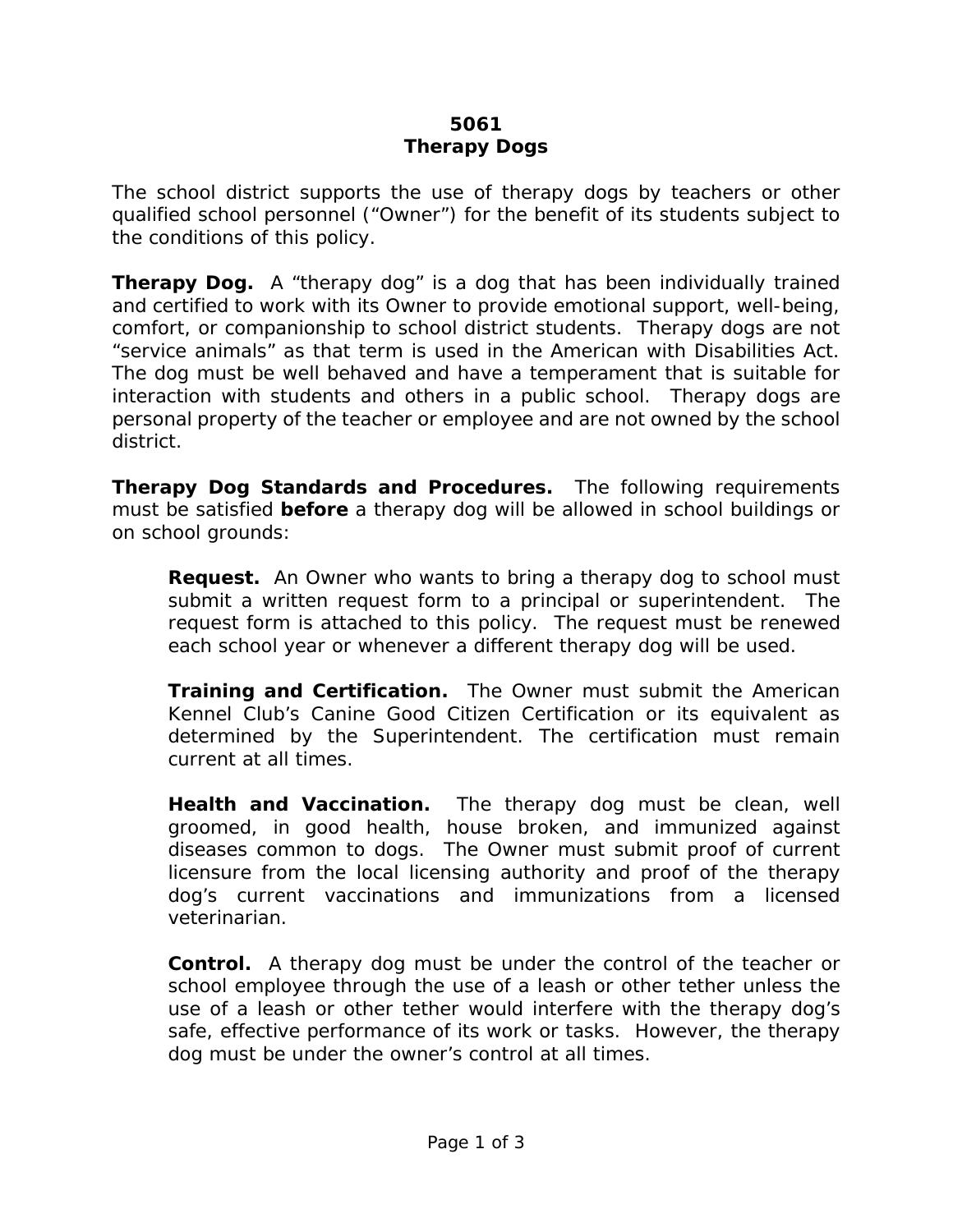# 5061
# Therapy Dogs

The school district supports the use of therapy dogs by teachers or other qualified school personnel ("Owner") for the benefit of its students subject to the conditions of this policy.

**Therapy Dog.** A "therapy dog" is a dog that has been individually trained and certified to work with its Owner to provide emotional support, well-being, comfort, or companionship to school district students. Therapy dogs are not "service animals" as that term is used in the American with Disabilities Act. The dog must be well behaved and have a temperament that is suitable for interaction with students and others in a public school. Therapy dogs are personal property of the teacher or employee and are not owned by the school district.

**Therapy Dog Standards and Procedures.** The following requirements must be satisfied **before** a therapy dog will be allowed in school buildings or on school grounds:

> **Request.** An Owner who wants to bring a therapy dog to school must submit a written request form to a principal or superintendent. The request form is attached to this policy. The request must be renewed each school year or whenever a different therapy dog will be used.
>
> **Training and Certification.** The Owner must submit the American Kennel Club's Canine Good Citizen Certification or its equivalent as determined by the Superintendent. The certification must remain current at all times.
>
> **Health and Vaccination.** The therapy dog must be clean, well groomed, in good health, house broken, and immunized against diseases common to dogs. The Owner must submit proof of current licensure from the local licensing authority and proof of the therapy dog's current vaccinations and immunizations from a licensed veterinarian.
>
> **Control.** A therapy dog must be under the control of the teacher or school employee through the use of a leash or other tether unless the use of a leash or other tether would interfere with the therapy dog's safe, effective performance of its work or tasks. However, the therapy dog must be under the owner's control at all times.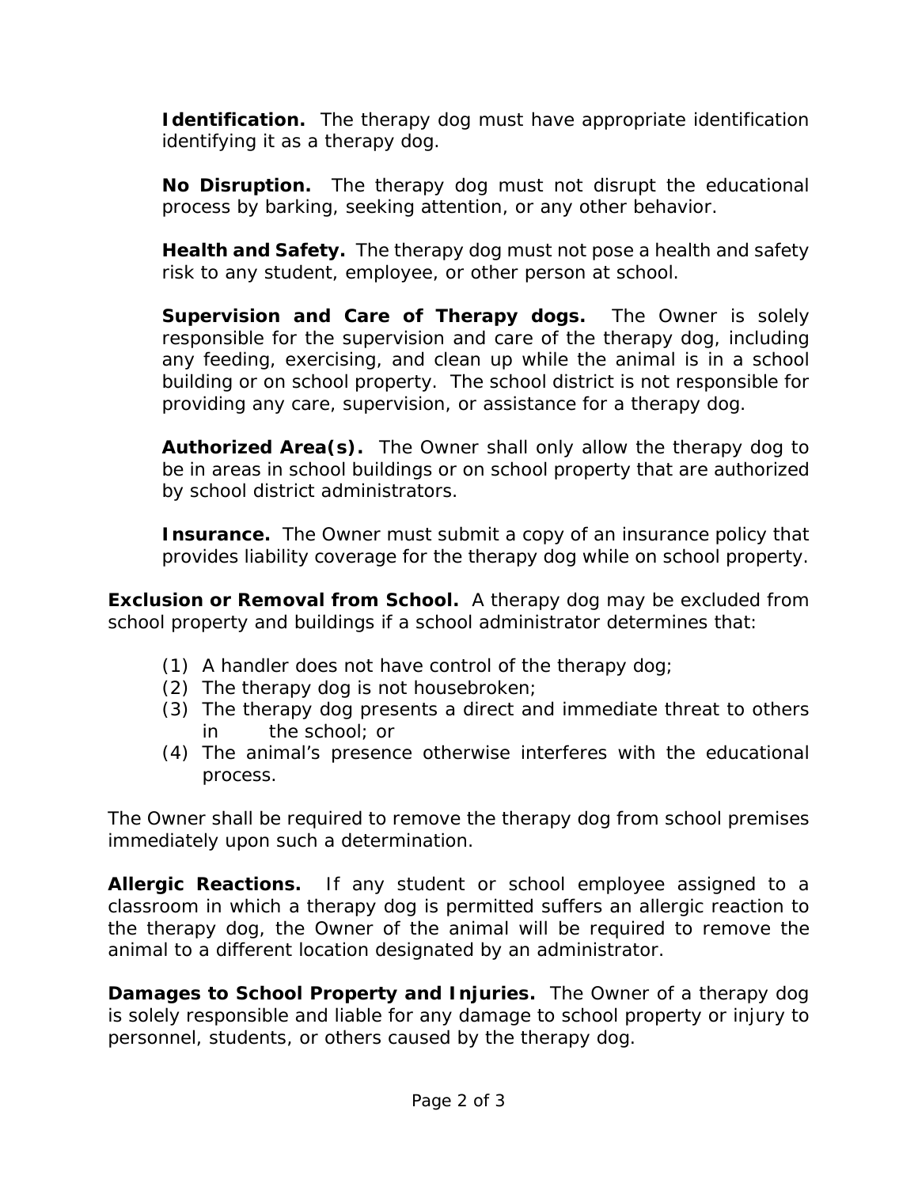**Identification.** The therapy dog must have appropriate identification identifying it as a therapy dog.

**No Disruption.** The therapy dog must not disrupt the educational process by barking, seeking attention, or any other behavior.

**Health and Safety.** The therapy dog must not pose a health and safety risk to any student, employee, or other person at school.

**Supervision and Care of Therapy dogs.** The Owner is solely responsible for the supervision and care of the therapy dog, including any feeding, exercising, and clean up while the animal is in a school building or on school property. The school district is not responsible for providing any care, supervision, or assistance for a therapy dog.

**Authorized Area(s).** The Owner shall only allow the therapy dog to be in areas in school buildings or on school property that are authorized by school district administrators.

**Insurance.** The Owner must submit a copy of an insurance policy that provides liability coverage for the therapy dog while on school property.

**Exclusion or Removal from School.** A therapy dog may be excluded from school property and buildings if a school administrator determines that:

(1) A handler does not have control of the therapy dog;
(2) The therapy dog is not housebroken;
(3) The therapy dog presents a direct and immediate threat to others in the school; or
(4) The animal's presence otherwise interferes with the educational process.

The Owner shall be required to remove the therapy dog from school premises immediately upon such a determination.

**Allergic Reactions.** If any student or school employee assigned to a classroom in which a therapy dog is permitted suffers an allergic reaction to the therapy dog, the Owner of the animal will be required to remove the animal to a different location designated by an administrator.

**Damages to School Property and Injuries.** The Owner of a therapy dog is solely responsible and liable for any damage to school property or injury to personnel, students, or others caused by the therapy dog.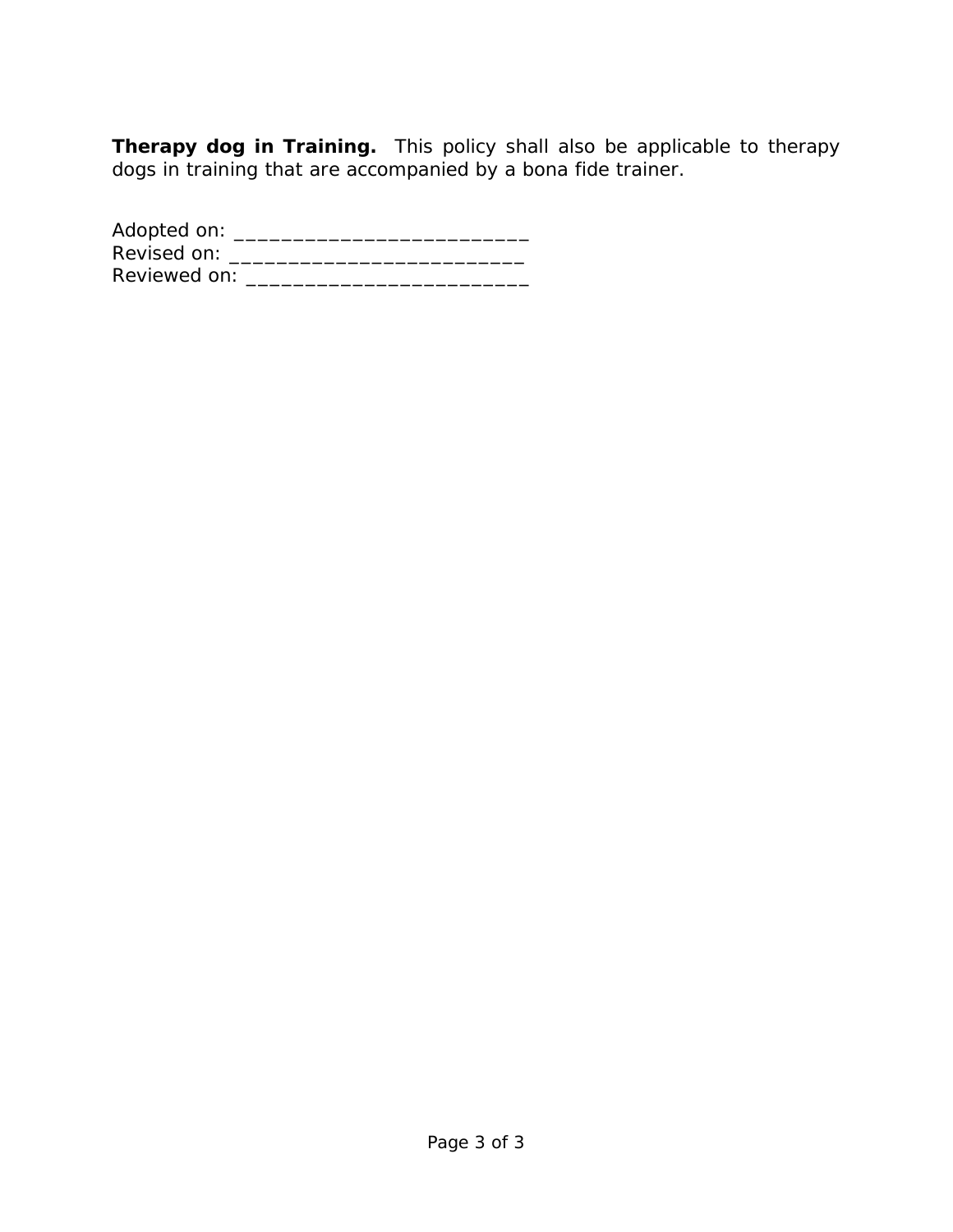**Therapy dog in Training.** This policy shall also be applicable to therapy dogs in training that are accompanied by a bona fide trainer.

Adopted on: __________________________
Revised on: __________________________
Reviewed on: _________________________